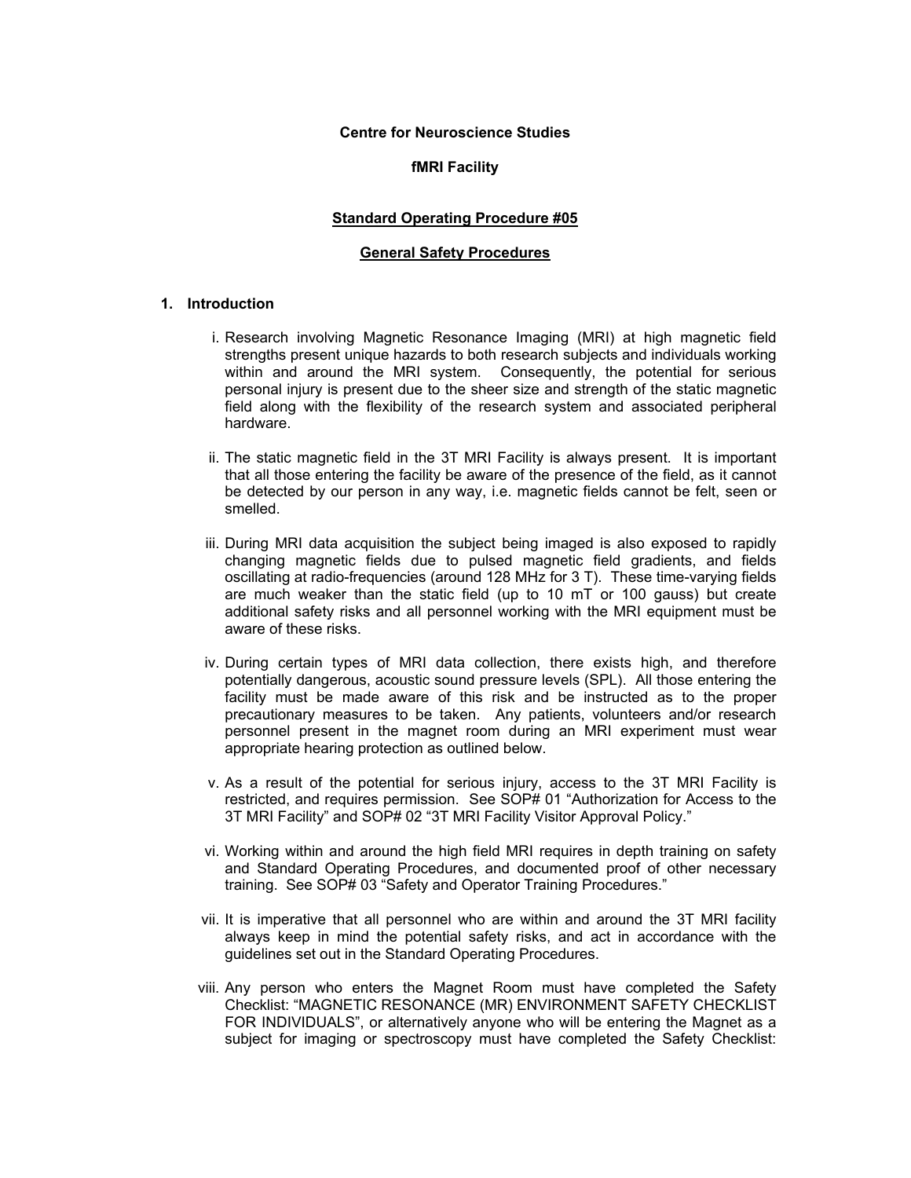**Centre for Neuroscience Studies**

**fMRI Facility**

**Standard Operating Procedure #05**

**General Safety Procedures**

## 1. Introduction

i. Research involving Magnetic Resonance Imaging (MRI) at high magnetic field strengths present unique hazards to both research subjects and individuals working within and around the MRI system. Consequently, the potential for serious personal injury is present due to the sheer size and strength of the static magnetic field along with the flexibility of the research system and associated peripheral hardware.

ii. The static magnetic field in the 3T MRI Facility is always present. It is important that all those entering the facility be aware of the presence of the field, as it cannot be detected by our person in any way, i.e. magnetic fields cannot be felt, seen or smelled.

iii. During MRI data acquisition the subject being imaged is also exposed to rapidly changing magnetic fields due to pulsed magnetic field gradients, and fields oscillating at radio-frequencies (around 128 MHz for 3 T). These time-varying fields are much weaker than the static field (up to 10 mT or 100 gauss) but create additional safety risks and all personnel working with the MRI equipment must be aware of these risks.

iv. During certain types of MRI data collection, there exists high, and therefore potentially dangerous, acoustic sound pressure levels (SPL). All those entering the facility must be made aware of this risk and be instructed as to the proper precautionary measures to be taken. Any patients, volunteers and/or research personnel present in the magnet room during an MRI experiment must wear appropriate hearing protection as outlined below.

v. As a result of the potential for serious injury, access to the 3T MRI Facility is restricted, and requires permission. See SOP# 01 "Authorization for Access to the 3T MRI Facility" and SOP# 02 "3T MRI Facility Visitor Approval Policy."

vi. Working within and around the high field MRI requires in depth training on safety and Standard Operating Procedures, and documented proof of other necessary training. See SOP# 03 "Safety and Operator Training Procedures."

vii. It is imperative that all personnel who are within and around the 3T MRI facility always keep in mind the potential safety risks, and act in accordance with the guidelines set out in the Standard Operating Procedures.

viii. Any person who enters the Magnet Room must have completed the Safety Checklist: "MAGNETIC RESONANCE (MR) ENVIRONMENT SAFETY CHECKLIST FOR INDIVIDUALS", or alternatively anyone who will be entering the Magnet as a subject for imaging or spectroscopy must have completed the Safety Checklist: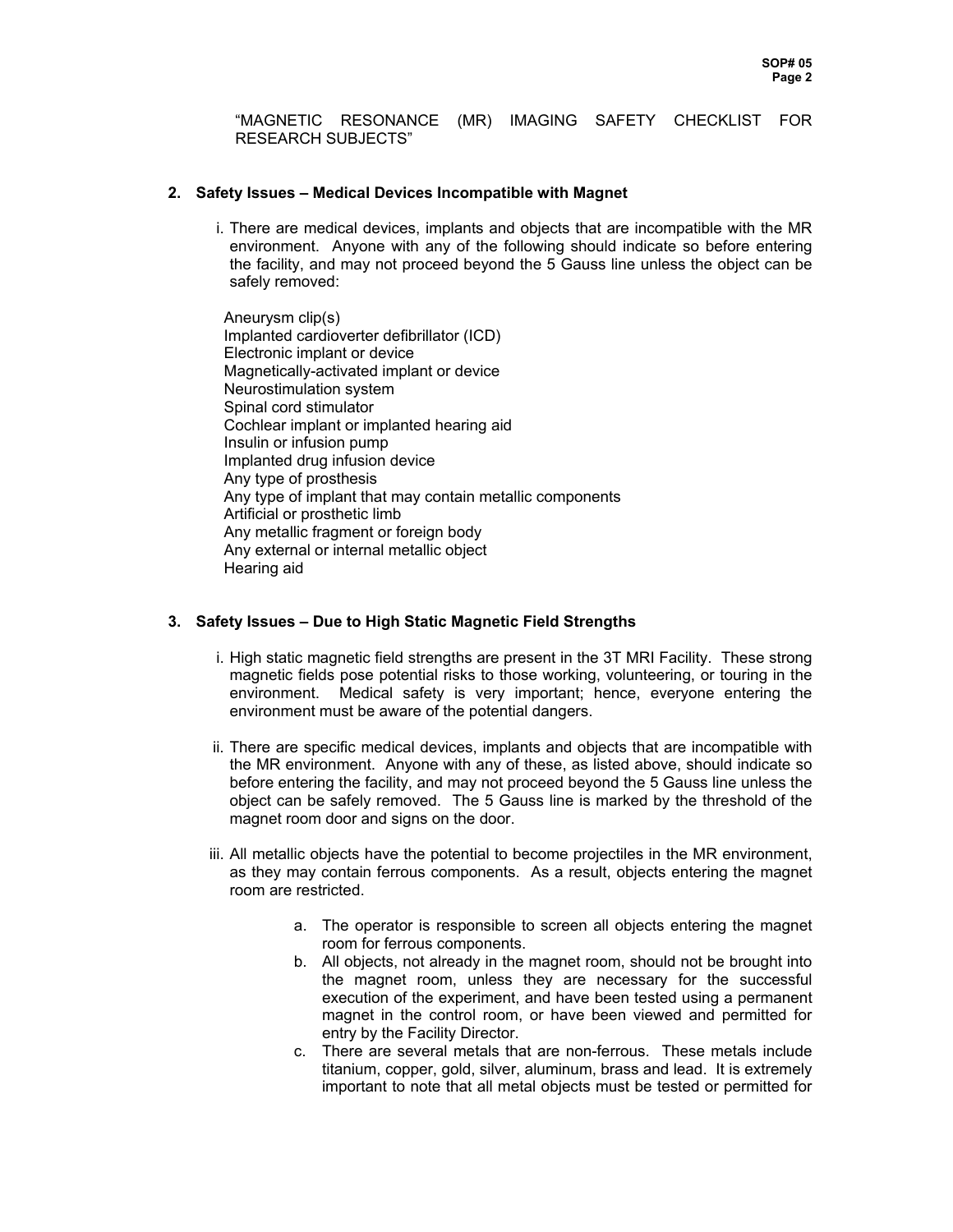"MAGNETIC RESONANCE (MR) IMAGING SAFETY CHECKLIST FOR RESEARCH SUBJECTS"

**2. Safety Issues – Medical Devices Incompatible with Magnet**

i. There are medical devices, implants and objects that are incompatible with the MR environment. Anyone with any of the following should indicate so before entering the facility, and may not proceed beyond the 5 Gauss line unless the object can be safely removed:

Aneurysm clip(s)
Implanted cardioverter defibrillator (ICD)
Electronic implant or device
Magnetically-activated implant or device
Neurostimulation system
Spinal cord stimulator
Cochlear implant or implanted hearing aid
Insulin or infusion pump
Implanted drug infusion device
Any type of prosthesis
Any type of implant that may contain metallic components
Artificial or prosthetic limb
Any metallic fragment or foreign body
Any external or internal metallic object
Hearing aid

**3. Safety Issues – Due to High Static Magnetic Field Strengths**

i. High static magnetic field strengths are present in the 3T MRI Facility. These strong magnetic fields pose potential risks to those working, volunteering, or touring in the environment. Medical safety is very important; hence, everyone entering the environment must be aware of the potential dangers.

ii. There are specific medical devices, implants and objects that are incompatible with the MR environment. Anyone with any of these, as listed above, should indicate so before entering the facility, and may not proceed beyond the 5 Gauss line unless the object can be safely removed. The 5 Gauss line is marked by the threshold of the magnet room door and signs on the door.

iii. All metallic objects have the potential to become projectiles in the MR environment, as they may contain ferrous components. As a result, objects entering the magnet room are restricted.

a. The operator is responsible to screen all objects entering the magnet room for ferrous components.
b. All objects, not already in the magnet room, should not be brought into the magnet room, unless they are necessary for the successful execution of the experiment, and have been tested using a permanent magnet in the control room, or have been viewed and permitted for entry by the Facility Director.
c. There are several metals that are non-ferrous. These metals include titanium, copper, gold, silver, aluminum, brass and lead. It is extremely important to note that all metal objects must be tested or permitted for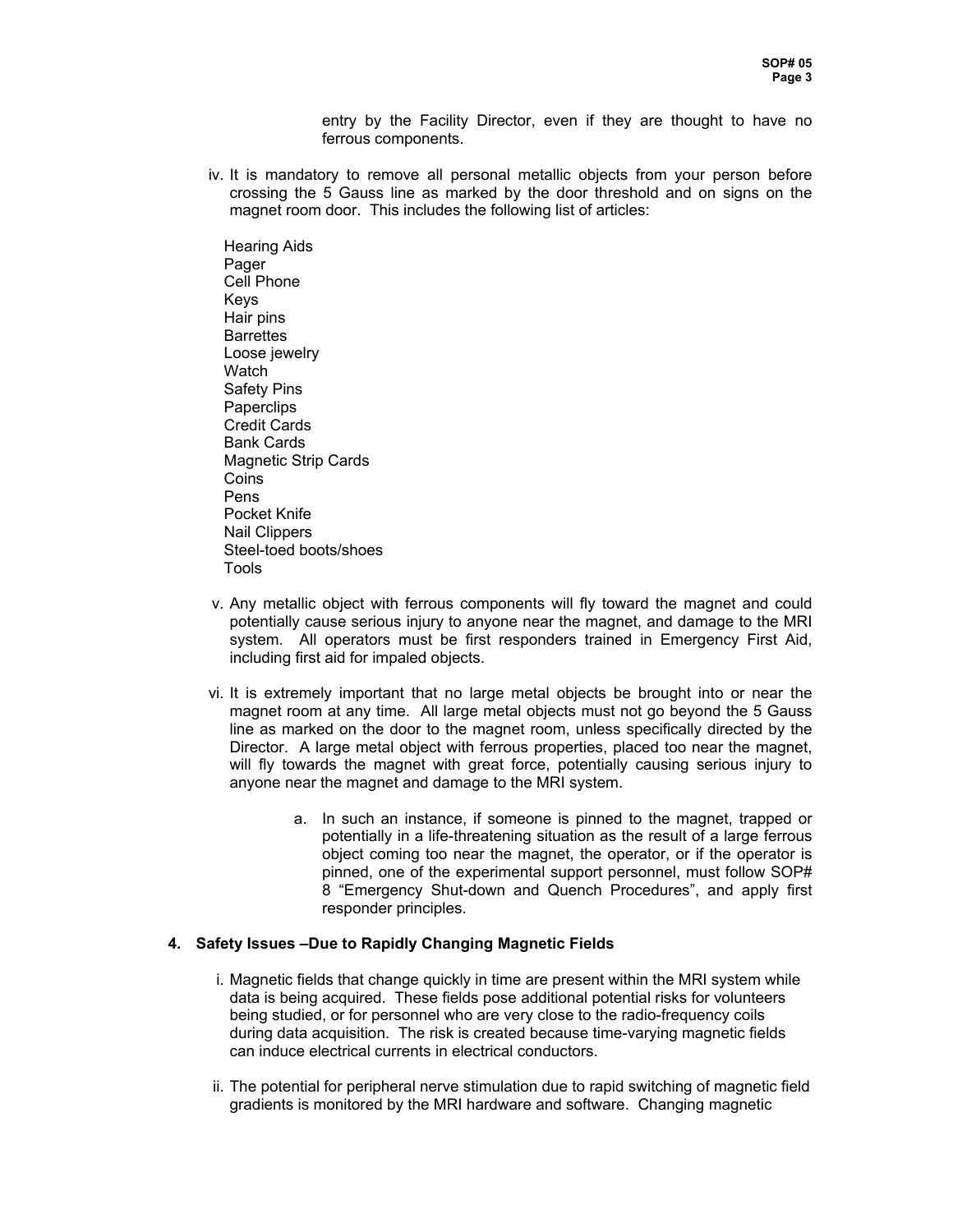entry by the Facility Director, even if they are thought to have no ferrous components.

iv. It is mandatory to remove all personal metallic objects from your person before crossing the 5 Gauss line as marked by the door threshold and on signs on the magnet room door. This includes the following list of articles:

Hearing Aids
Pager
Cell Phone
Keys
Hair pins
Barrettes
Loose jewelry
Watch
Safety Pins
Paperclips
Credit Cards
Bank Cards
Magnetic Strip Cards
Coins
Pens
Pocket Knife
Nail Clippers
Steel-toed boots/shoes
Tools

v. Any metallic object with ferrous components will fly toward the magnet and could potentially cause serious injury to anyone near the magnet, and damage to the MRI system. All operators must be first responders trained in Emergency First Aid, including first aid for impaled objects.

vi. It is extremely important that no large metal objects be brought into or near the magnet room at any time. All large metal objects must not go beyond the 5 Gauss line as marked on the door to the magnet room, unless specifically directed by the Director. A large metal object with ferrous properties, placed too near the magnet, will fly towards the magnet with great force, potentially causing serious injury to anyone near the magnet and damage to the MRI system.

a. In such an instance, if someone is pinned to the magnet, trapped or potentially in a life-threatening situation as the result of a large ferrous object coming too near the magnet, the operator, or if the operator is pinned, one of the experimental support personnel, must follow SOP# 8 “Emergency Shut-down and Quench Procedures”, and apply first responder principles.

## 4. Safety Issues –Due to Rapidly Changing Magnetic Fields

i. Magnetic fields that change quickly in time are present within the MRI system while data is being acquired. These fields pose additional potential risks for volunteers being studied, or for personnel who are very close to the radio-frequency coils during data acquisition. The risk is created because time-varying magnetic fields can induce electrical currents in electrical conductors.

ii. The potential for peripheral nerve stimulation due to rapid switching of magnetic field gradients is monitored by the MRI hardware and software. Changing magnetic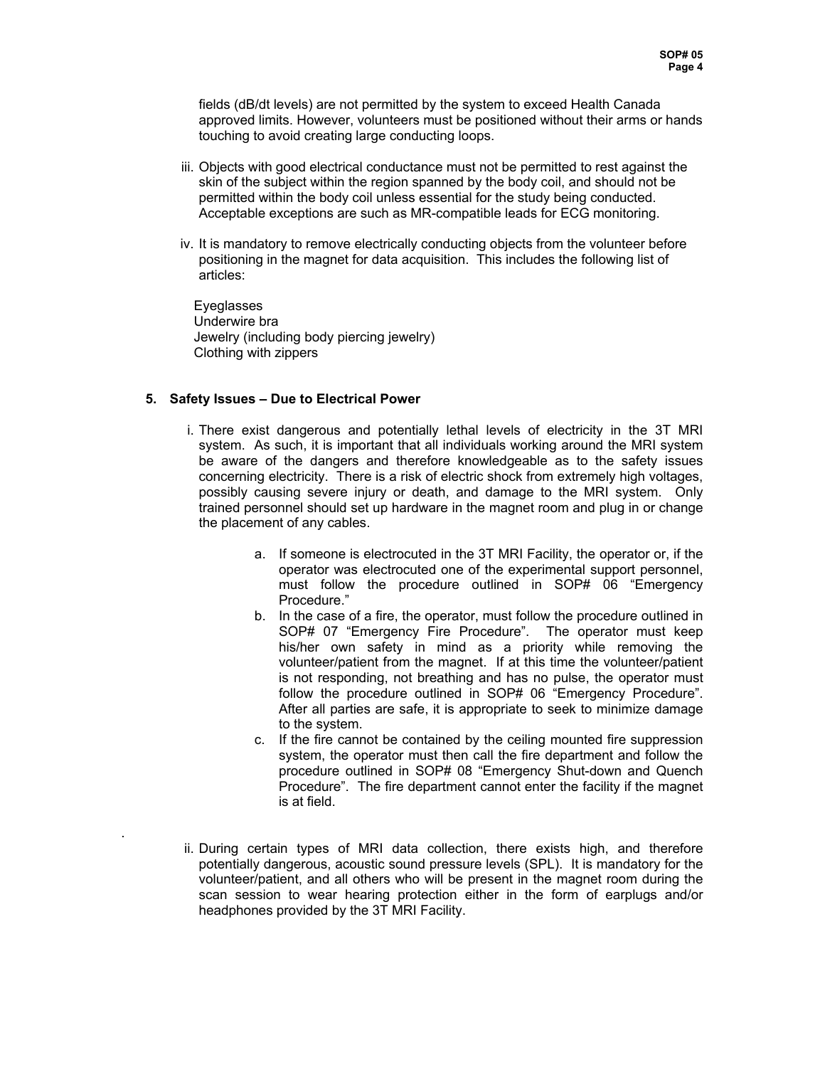fields (dB/dt levels) are not permitted by the system to exceed Health Canada approved limits. However, volunteers must be positioned without their arms or hands touching to avoid creating large conducting loops.

iii. Objects with good electrical conductance must not be permitted to rest against the skin of the subject within the region spanned by the body coil, and should not be permitted within the body coil unless essential for the study being conducted. Acceptable exceptions are such as MR-compatible leads for ECG monitoring.

iv. It is mandatory to remove electrically conducting objects from the volunteer before positioning in the magnet for data acquisition. This includes the following list of articles:

Eyeglasses
Underwire bra
Jewelry (including body piercing jewelry)
Clothing with zippers

### 5. Safety Issues – Due to Electrical Power

i. There exist dangerous and potentially lethal levels of electricity in the 3T MRI system. As such, it is important that all individuals working around the MRI system be aware of the dangers and therefore knowledgeable as to the safety issues concerning electricity. There is a risk of electric shock from extremely high voltages, possibly causing severe injury or death, and damage to the MRI system. Only trained personnel should set up hardware in the magnet room and plug in or change the placement of any cables.

a. If someone is electrocuted in the 3T MRI Facility, the operator or, if the operator was electrocuted one of the experimental support personnel, must follow the procedure outlined in SOP# 06 "Emergency Procedure."
b. In the case of a fire, the operator, must follow the procedure outlined in SOP# 07 "Emergency Fire Procedure". The operator must keep his/her own safety in mind as a priority while removing the volunteer/patient from the magnet. If at this time the volunteer/patient is not responding, not breathing and has no pulse, the operator must follow the procedure outlined in SOP# 06 "Emergency Procedure". After all parties are safe, it is appropriate to seek to minimize damage to the system.
c. If the fire cannot be contained by the ceiling mounted fire suppression system, the operator must then call the fire department and follow the procedure outlined in SOP# 08 "Emergency Shut-down and Quench Procedure". The fire department cannot enter the facility if the magnet is at field.

ii. During certain types of MRI data collection, there exists high, and therefore potentially dangerous, acoustic sound pressure levels (SPL). It is mandatory for the volunteer/patient, and all others who will be present in the magnet room during the scan session to wear hearing protection either in the form of earplugs and/or headphones provided by the 3T MRI Facility.